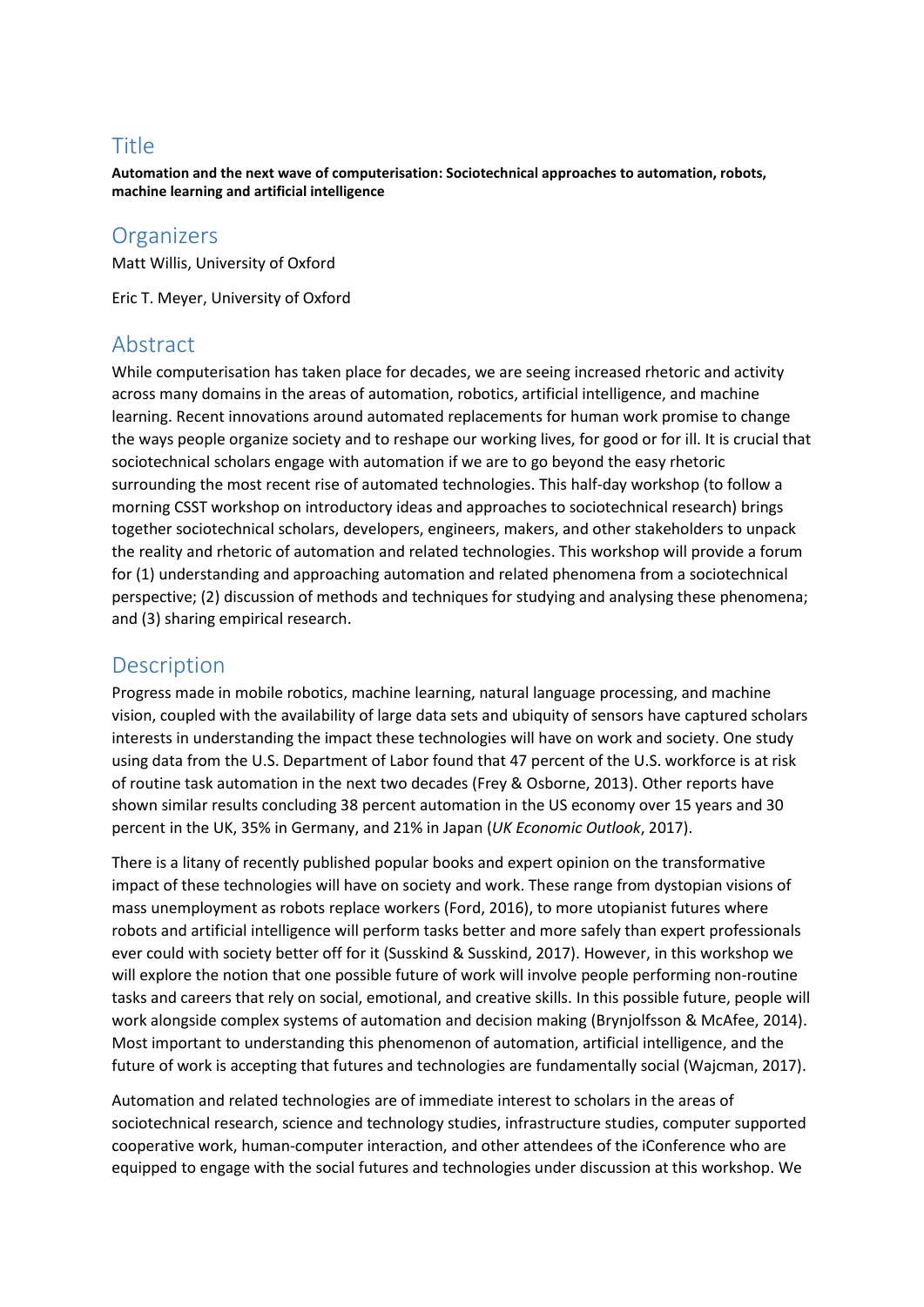## Title

**Automation and the next wave of computerisation: Sociotechnical approaches to automation, robots, machine learning and artificial intelligence**

## Organizers

Matt Willis, University of Oxford

Eric T. Meyer, University of Oxford

## Abstract

While computerisation has taken place for decades, we are seeing increased rhetoric and activity across many domains in the areas of automation, robotics, artificial intelligence, and machine learning. Recent innovations around automated replacements for human work promise to change the ways people organize society and to reshape our working lives, for good or for ill. It is crucial that sociotechnical scholars engage with automation if we are to go beyond the easy rhetoric surrounding the most recent rise of automated technologies. This half-day workshop (to follow a morning CSST workshop on introductory ideas and approaches to sociotechnical research) brings together sociotechnical scholars, developers, engineers, makers, and other stakeholders to unpack the reality and rhetoric of automation and related technologies. This workshop will provide a forum for (1) understanding and approaching automation and related phenomena from a sociotechnical perspective; (2) discussion of methods and techniques for studying and analysing these phenomena; and (3) sharing empirical research.

## Description

Progress made in mobile robotics, machine learning, natural language processing, and machine vision, coupled with the availability of large data sets and ubiquity of sensors have captured scholars interests in understanding the impact these technologies will have on work and society. One study using data from the U.S. Department of Labor found that 47 percent of the U.S. workforce is at risk of routine task automation in the next two decades (Frey & Osborne, 2013). Other reports have shown similar results concluding 38 percent automation in the US economy over 15 years and 30 percent in the UK, 35% in Germany, and 21% in Japan (*UK Economic Outlook*, 2017).

There is a litany of recently published popular books and expert opinion on the transformative impact of these technologies will have on society and work. These range from dystopian visions of mass unemployment as robots replace workers (Ford, 2016), to more utopianist futures where robots and artificial intelligence will perform tasks better and more safely than expert professionals ever could with society better off for it (Susskind & Susskind, 2017). However, in this workshop we will explore the notion that one possible future of work will involve people performing non-routine tasks and careers that rely on social, emotional, and creative skills. In this possible future, people will work alongside complex systems of automation and decision making (Brynjolfsson & McAfee, 2014). Most important to understanding this phenomenon of automation, artificial intelligence, and the future of work is accepting that futures and technologies are fundamentally social (Wajcman, 2017).

Automation and related technologies are of immediate interest to scholars in the areas of sociotechnical research, science and technology studies, infrastructure studies, computer supported cooperative work, human-computer interaction, and other attendees of the iConference who are equipped to engage with the social futures and technologies under discussion at this workshop. We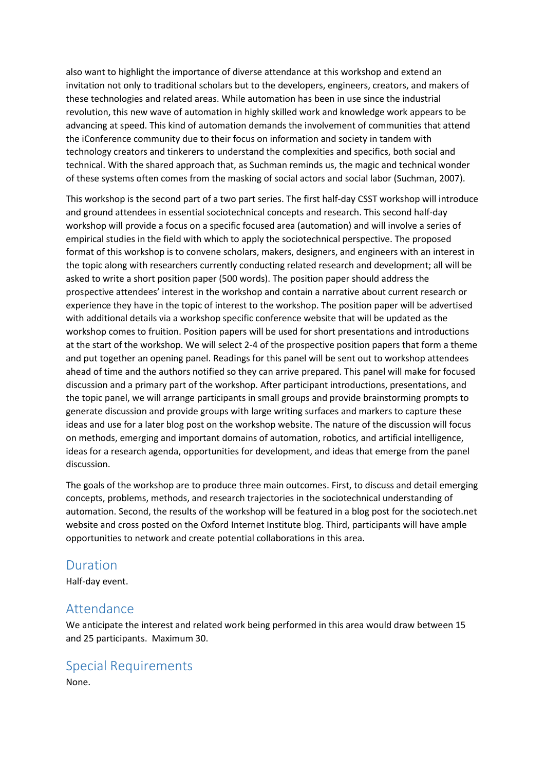also want to highlight the importance of diverse attendance at this workshop and extend an invitation not only to traditional scholars but to the developers, engineers, creators, and makers of these technologies and related areas. While automation has been in use since the industrial revolution, this new wave of automation in highly skilled work and knowledge work appears to be advancing at speed. This kind of automation demands the involvement of communities that attend the iConference community due to their focus on information and society in tandem with technology creators and tinkerers to understand the complexities and specifics, both social and technical. With the shared approach that, as Suchman reminds us, the magic and technical wonder of these systems often comes from the masking of social actors and social labor (Suchman, 2007).

This workshop is the second part of a two part series. The first half-day CSST workshop will introduce and ground attendees in essential sociotechnical concepts and research. This second half-day workshop will provide a focus on a specific focused area (automation) and will involve a series of empirical studies in the field with which to apply the sociotechnical perspective. The proposed format of this workshop is to convene scholars, makers, designers, and engineers with an interest in the topic along with researchers currently conducting related research and development; all will be asked to write a short position paper (500 words). The position paper should address the prospective attendees' interest in the workshop and contain a narrative about current research or experience they have in the topic of interest to the workshop. The position paper will be advertised with additional details via a workshop specific conference website that will be updated as the workshop comes to fruition. Position papers will be used for short presentations and introductions at the start of the workshop. We will select 2-4 of the prospective position papers that form a theme and put together an opening panel. Readings for this panel will be sent out to workshop attendees ahead of time and the authors notified so they can arrive prepared. This panel will make for focused discussion and a primary part of the workshop. After participant introductions, presentations, and the topic panel, we will arrange participants in small groups and provide brainstorming prompts to generate discussion and provide groups with large writing surfaces and markers to capture these ideas and use for a later blog post on the workshop website. The nature of the discussion will focus on methods, emerging and important domains of automation, robotics, and artificial intelligence, ideas for a research agenda, opportunities for development, and ideas that emerge from the panel discussion.

The goals of the workshop are to produce three main outcomes. First, to discuss and detail emerging concepts, problems, methods, and research trajectories in the sociotechnical understanding of automation. Second, the results of the workshop will be featured in a blog post for the sociotech.net website and cross posted on the Oxford Internet Institute blog. Third, participants will have ample opportunities to network and create potential collaborations in this area.

## Duration

Half-day event.

## Attendance

We anticipate the interest and related work being performed in this area would draw between 15 and 25 participants. Maximum 30.

## Special Requirements

None.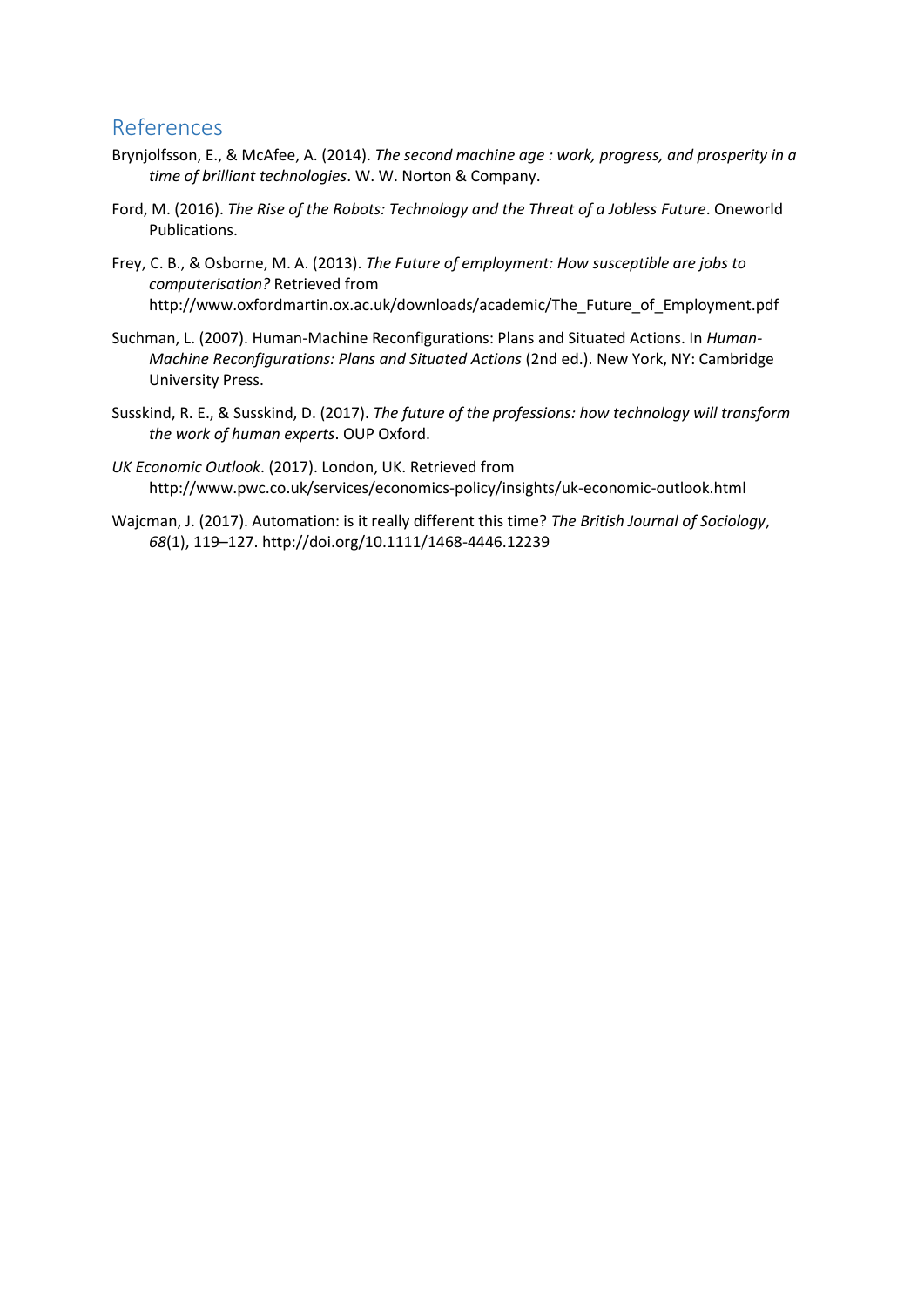## References

Brynjolfsson, E., & McAfee, A. (2014). *The second machine age : work, progress, and prosperity in a time of brilliant technologies*. W. W. Norton & Company.

Ford, M. (2016). *The Rise of the Robots: Technology and the Threat of a Jobless Future*. Oneworld Publications.

Frey, C. B., & Osborne, M. A. (2013). *The Future of employment: How susceptible are jobs to computerisation?* Retrieved from http://www.oxfordmartin.ox.ac.uk/downloads/academic/The_Future_of_Employment.pdf

Suchman, L. (2007). Human-Machine Reconfigurations: Plans and Situated Actions. In *Human-Machine Reconfigurations: Plans and Situated Actions* (2nd ed.). New York, NY: Cambridge University Press.

Susskind, R. E., & Susskind, D. (2017). *The future of the professions: how technology will transform the work of human experts*. OUP Oxford.

*UK Economic Outlook*. (2017). London, UK. Retrieved from http://www.pwc.co.uk/services/economics-policy/insights/uk-economic-outlook.html

Wajcman, J. (2017). Automation: is it really different this time? *The British Journal of Sociology*, *68*(1), 119–127. http://doi.org/10.1111/1468-4446.12239